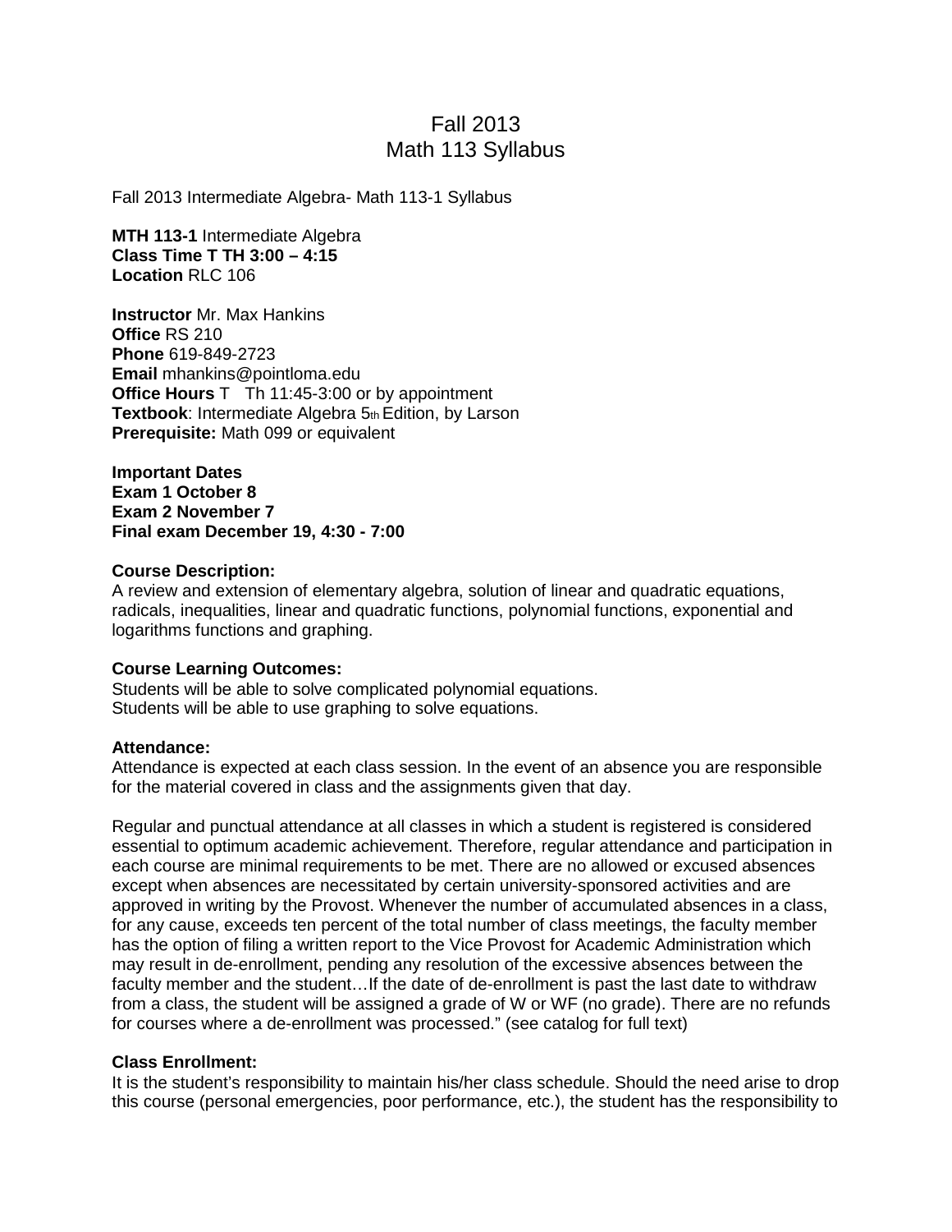# Fall 2013
# Math 113 Syllabus

Fall 2013 Intermediate Algebra- Math 113-1 Syllabus

**MTH 113-1** Intermediate Algebra
**Class Time T TH 3:00 – 4:15**
**Location** RLC 106

**Instructor** Mr. Max Hankins
**Office** RS 210
**Phone** 619-849-2723
**Email** mhankins@pointloma.edu
**Office Hours** T Th 11:45-3:00 or by appointment
**Textbook**: Intermediate Algebra 5th Edition, by Larson
**Prerequisite:** Math 099 or equivalent

**Important Dates**
**Exam 1 October 8**
**Exam 2 November 7**
**Final exam December 19, 4:30 - 7:00**

**Course Description:**
A review and extension of elementary algebra, solution of linear and quadratic equations, radicals, inequalities, linear and quadratic functions, polynomial functions, exponential and logarithms functions and graphing.

**Course Learning Outcomes:**
Students will be able to solve complicated polynomial equations.
Students will be able to use graphing to solve equations.

**Attendance:**
Attendance is expected at each class session. In the event of an absence you are responsible for the material covered in class and the assignments given that day.

Regular and punctual attendance at all classes in which a student is registered is considered essential to optimum academic achievement. Therefore, regular attendance and participation in each course are minimal requirements to be met. There are no allowed or excused absences except when absences are necessitated by certain university-sponsored activities and are approved in writing by the Provost. Whenever the number of accumulated absences in a class, for any cause, exceeds ten percent of the total number of class meetings, the faculty member has the option of filing a written report to the Vice Provost for Academic Administration which may result in de-enrollment, pending any resolution of the excessive absences between the faculty member and the student…If the date of de-enrollment is past the last date to withdraw from a class, the student will be assigned a grade of W or WF (no grade). There are no refunds for courses where a de-enrollment was processed." (see catalog for full text)

**Class Enrollment:**
It is the student's responsibility to maintain his/her class schedule. Should the need arise to drop this course (personal emergencies, poor performance, etc.), the student has the responsibility to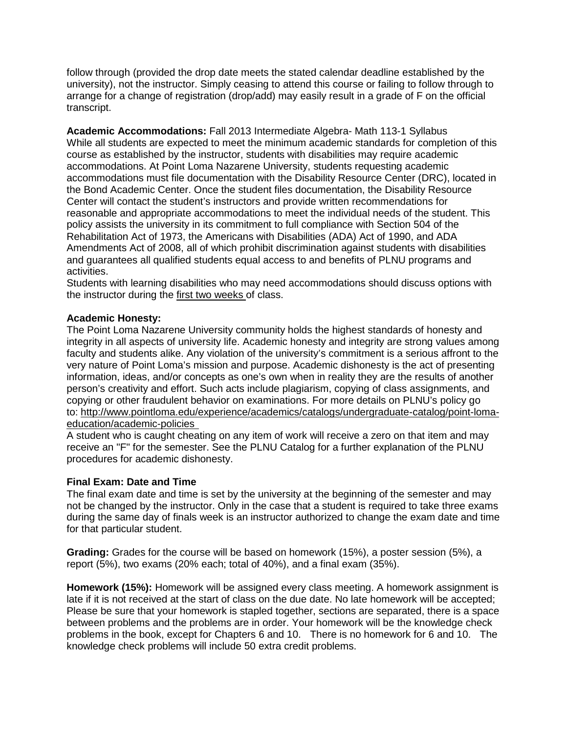follow through (provided the drop date meets the stated calendar deadline established by the university), not the instructor. Simply ceasing to attend this course or failing to follow through to arrange for a change of registration (drop/add) may easily result in a grade of F on the official transcript.

**Academic Accommodations:** Fall 2013 Intermediate Algebra- Math 113-1 Syllabus
While all students are expected to meet the minimum academic standards for completion of this course as established by the instructor, students with disabilities may require academic accommodations. At Point Loma Nazarene University, students requesting academic accommodations must file documentation with the Disability Resource Center (DRC), located in the Bond Academic Center. Once the student files documentation, the Disability Resource Center will contact the student's instructors and provide written recommendations for reasonable and appropriate accommodations to meet the individual needs of the student. This policy assists the university in its commitment to full compliance with Section 504 of the Rehabilitation Act of 1973, the Americans with Disabilities (ADA) Act of 1990, and ADA Amendments Act of 2008, all of which prohibit discrimination against students with disabilities and guarantees all qualified students equal access to and benefits of PLNU programs and activities.
Students with learning disabilities who may need accommodations should discuss options with the instructor during the first two weeks of class.

**Academic Honesty:**
The Point Loma Nazarene University community holds the highest standards of honesty and integrity in all aspects of university life. Academic honesty and integrity are strong values among faculty and students alike. Any violation of the university's commitment is a serious affront to the very nature of Point Loma's mission and purpose. Academic dishonesty is the act of presenting information, ideas, and/or concepts as one's own when in reality they are the results of another person's creativity and effort. Such acts include plagiarism, copying of class assignments, and copying or other fraudulent behavior on examinations. For more details on PLNU's policy go to: http://www.pointloma.edu/experience/academics/catalogs/undergraduate-catalog/point-loma-education/academic-policies
A student who is caught cheating on any item of work will receive a zero on that item and may receive an "F" for the semester. See the PLNU Catalog for a further explanation of the PLNU procedures for academic dishonesty.

**Final Exam: Date and Time**
The final exam date and time is set by the university at the beginning of the semester and may not be changed by the instructor. Only in the case that a student is required to take three exams during the same day of finals week is an instructor authorized to change the exam date and time for that particular student.

**Grading:** Grades for the course will be based on homework (15%), a poster session (5%), a report (5%), two exams (20% each; total of 40%), and a final exam (35%).

**Homework (15%):** Homework will be assigned every class meeting. A homework assignment is late if it is not received at the start of class on the due date. No late homework will be accepted; Please be sure that your homework is stapled together, sections are separated, there is a space between problems and the problems are in order. Your homework will be the knowledge check problems in the book, except for Chapters 6 and 10. There is no homework for 6 and 10. The knowledge check problems will include 50 extra credit problems.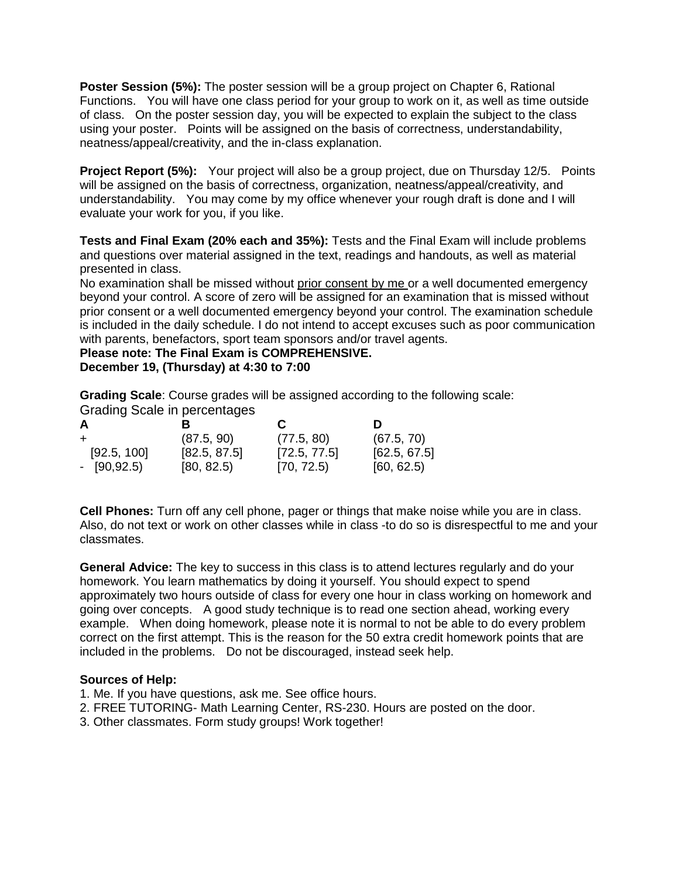**Poster Session (5%):** The poster session will be a group project on Chapter 6, Rational Functions. You will have one class period for your group to work on it, as well as time outside of class. On the poster session day, you will be expected to explain the subject to the class using your poster. Points will be assigned on the basis of correctness, understandability, neatness/appeal/creativity, and the in-class explanation.

**Project Report (5%):** Your project will also be a group project, due on Thursday 12/5. Points will be assigned on the basis of correctness, organization, neatness/appeal/creativity, and understandability. You may come by my office whenever your rough draft is done and I will evaluate your work for you, if you like.

**Tests and Final Exam (20% each and 35%):** Tests and the Final Exam will include problems and questions over material assigned in the text, readings and handouts, as well as material presented in class.

No examination shall be missed without prior consent by me or a well documented emergency beyond your control. A score of zero will be assigned for an examination that is missed without prior consent or a well documented emergency beyond your control. The examination schedule is included in the daily schedule. I do not intend to accept excuses such as poor communication with parents, benefactors, sport team sponsors and/or travel agents.

**Please note: The Final Exam is COMPREHENSIVE.**
**December 19, (Thursday) at 4:30 to 7:00**

**Grading Scale**: Course grades will be assigned according to the following scale:

Grading Scale in percentages

| | A | B | C | D |
|---|---|---|---|---|
| + | | (87.5, 90) | (77.5, 80) | (67.5, 70) |
| | [92.5, 100] | [82.5, 87.5] | [72.5, 77.5] | [62.5, 67.5] |
| - | [90,92.5) | [80, 82.5) | [70, 72.5) | [60, 62.5) |

**Cell Phones:** Turn off any cell phone, pager or things that make noise while you are in class. Also, do not text or work on other classes while in class -to do so is disrespectful to me and your classmates.

**General Advice:** The key to success in this class is to attend lectures regularly and do your homework. You learn mathematics by doing it yourself. You should expect to spend approximately two hours outside of class for every one hour in class working on homework and going over concepts. A good study technique is to read one section ahead, working every example. When doing homework, please note it is normal to not be able to do every problem correct on the first attempt. This is the reason for the 50 extra credit homework points that are included in the problems. Do not be discouraged, instead seek help.

**Sources of Help:**

1. Me. If you have questions, ask me. See office hours.
2. FREE TUTORING- Math Learning Center, RS-230. Hours are posted on the door.
3. Other classmates. Form study groups! Work together!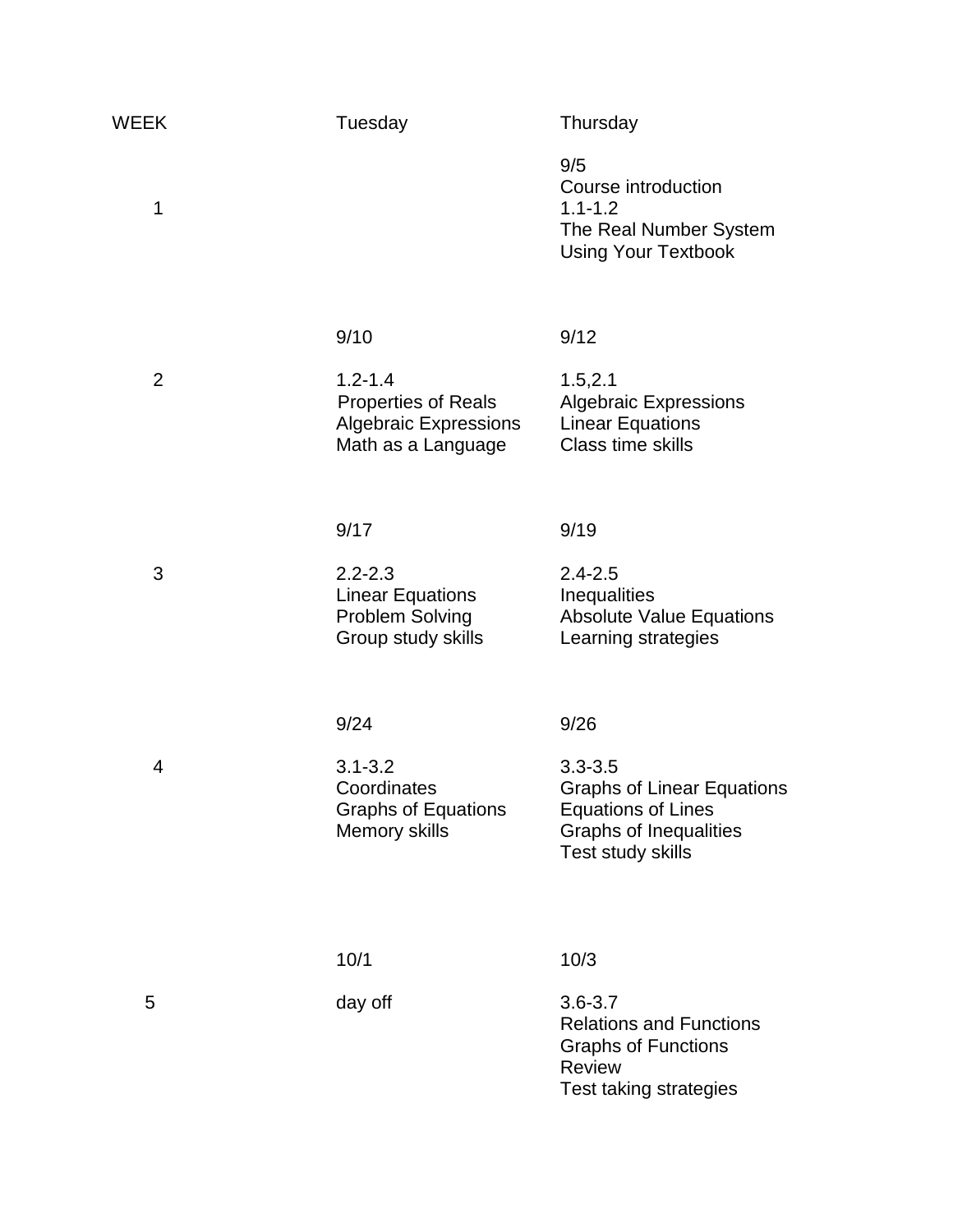| WEEK | Tuesday | Thursday |
|---|---|---|
| 1 | | 9/5<br>Course introduction<br>1.1-1.2<br>The Real Number System<br>Using Your Textbook |
| 2 | 9/10<br>1.2-1.4<br>Properties of Reals<br>Algebraic Expressions<br>Math as a Language | 9/12<br>1.5,2.1<br>Algebraic Expressions<br>Linear Equations<br>Class time skills |
| 3 | 9/17<br>2.2-2.3<br>Linear Equations<br>Problem Solving<br>Group study skills | 9/19<br>2.4-2.5<br>Inequalities<br>Absolute Value Equations<br>Learning strategies |
| 4 | 9/24<br>3.1-3.2<br>Coordinates<br>Graphs of Equations<br>Memory skills | 9/26<br>3.3-3.5<br>Graphs of Linear Equations<br>Equations of Lines<br>Graphs of Inequalities<br>Test study skills |
| 5 | 10/1<br>day off | 10/3<br>3.6-3.7<br>Relations and Functions<br>Graphs of Functions<br>Review<br>Test taking strategies |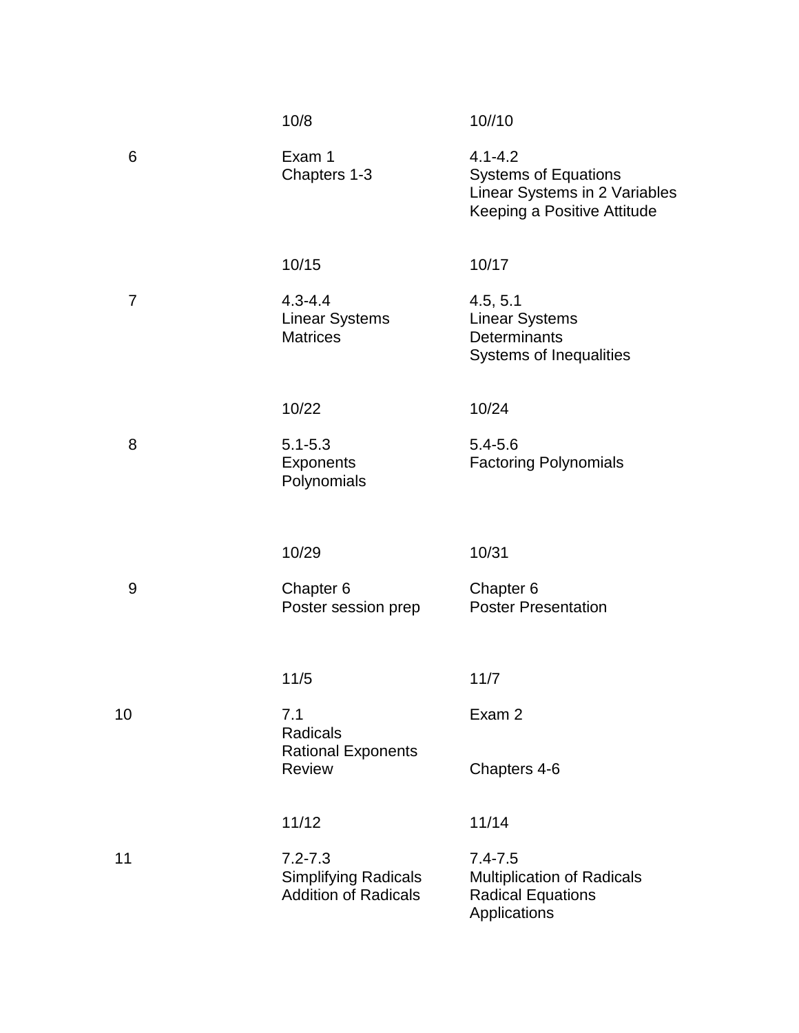| Week | | |
|---|---|---|
| | 10/8 | 10//10 |
| 6 | Exam 1<br>Chapters 1-3 | 4.1-4.2<br>Systems of Equations<br>Linear Systems in 2 Variables<br>Keeping a Positive Attitude |
| | 10/15 | 10/17 |
| 7 | 4.3-4.4<br>Linear Systems<br>Matrices | 4.5, 5.1<br>Linear Systems<br>Determinants<br>Systems of Inequalities |
| | 10/22 | 10/24 |
| 8 | 5.1-5.3<br>Exponents<br>Polynomials | 5.4-5.6<br>Factoring Polynomials |
| | 10/29 | 10/31 |
| 9 | Chapter 6<br>Poster session prep | Chapter 6<br>Poster Presentation |
| | 11/5 | 11/7 |
| 10 | 7.1<br>Radicals<br>Rational Exponents<br>Review | Exam 2<br><br>Chapters 4-6 |
| | 11/12 | 11/14 |
| 11 | 7.2-7.3<br>Simplifying Radicals<br>Addition of Radicals | 7.4-7.5<br>Multiplication of Radicals<br>Radical Equations<br>Applications |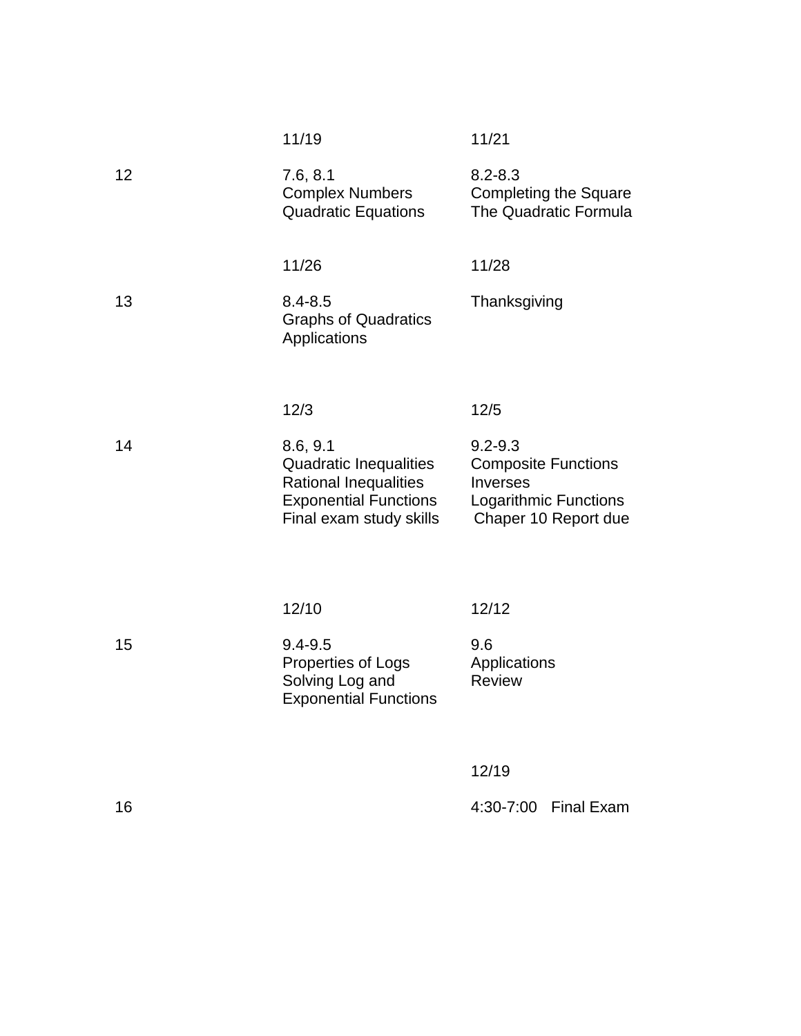| | | |
|---|---|---|
| | 11/19 | 11/21 |
| 12 | 7.6, 8.1<br>Complex Numbers<br>Quadratic Equations | 8.2-8.3<br>Completing the Square<br>The Quadratic Formula |
| | 11/26 | 11/28 |
| 13 | 8.4-8.5<br>Graphs of Quadratics<br>Applications | Thanksgiving |
| | 12/3 | 12/5 |
| 14 | 8.6, 9.1<br>Quadratic Inequalities<br>Rational Inequalities<br>Exponential Functions<br>Final exam study skills | 9.2-9.3<br>Composite Functions<br>Inverses<br>Logarithmic Functions<br>Chaper 10 Report due |
| | 12/10 | 12/12 |
| 15 | 9.4-9.5<br>Properties of Logs<br>Solving Log and<br>Exponential Functions | 9.6<br>Applications<br>Review |
| | | 12/19 |
| 16 | | 4:30-7:00 Final Exam |